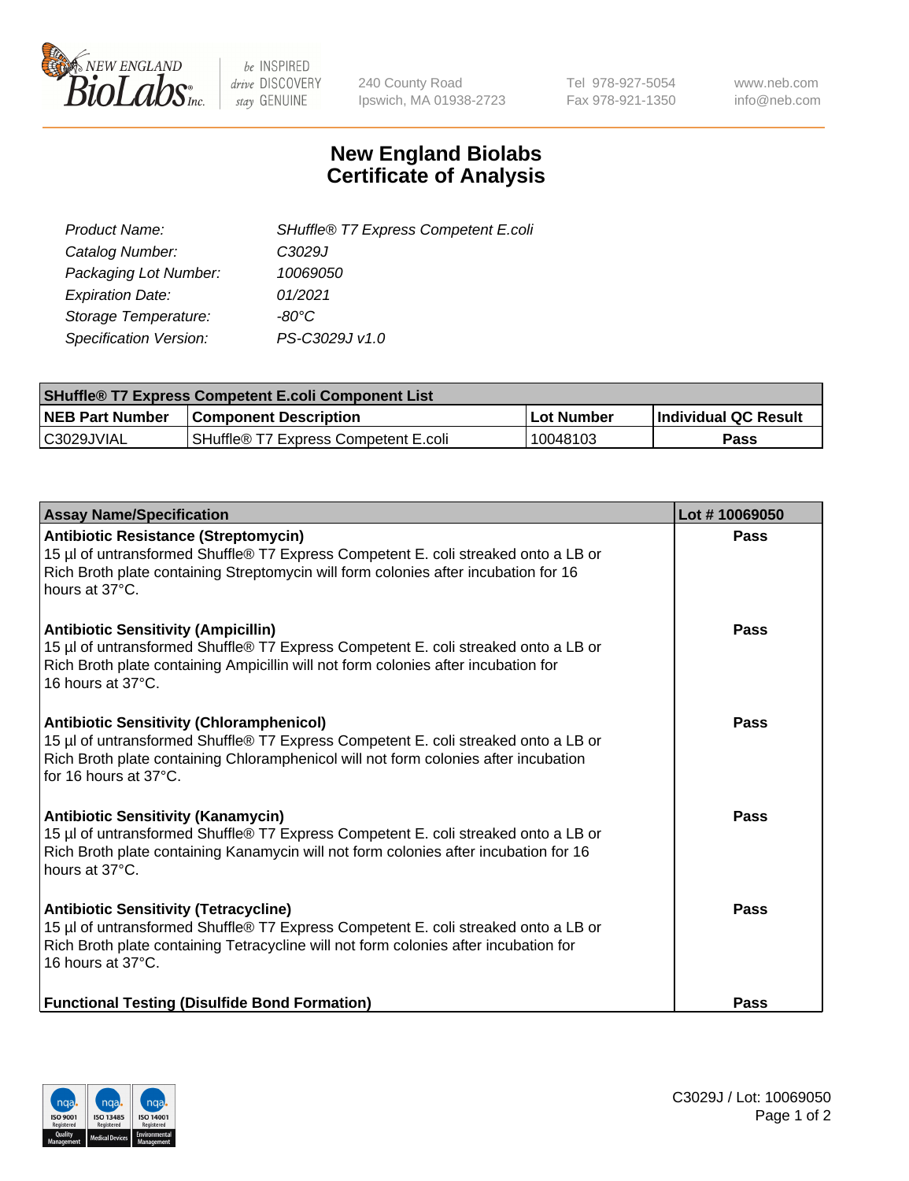# New England Biolabs Certificate of Analysis

| | |
|---|---|
| *Product Name:* | *SHuffle® T7 Express Competent E.coli* |
| *Catalog Number:* | *C3029J* |
| *Packaging Lot Number:* | *10069050* |
| *Expiration Date:* | *01/2021* |
| *Storage Temperature:* | *-80°C* |
| *Specification Version:* | *PS-C3029J v1.0* |

| SHuffle® T7 Express Competent E.coli Component List | | | |
|---|---|---|---|
| **NEB Part Number** | **Component Description** | **Lot Number** | **Individual QC Result** |
| C3029JVIAL | SHuffle® T7 Express Competent E.coli | 10048103 | **Pass** |

| Assay Name/Specification | Lot # 10069050 |
|---|---|
| **Antibiotic Resistance (Streptomycin)**<br>15 µl of untransformed Shuffle® T7 Express Competent E. coli streaked onto a LB or Rich Broth plate containing Streptomycin will form colonies after incubation for 16 hours at 37°C. | **Pass** |
| **Antibiotic Sensitivity (Ampicillin)**<br>15 µl of untransformed Shuffle® T7 Express Competent E. coli streaked onto a LB or Rich Broth plate containing Ampicillin will not form colonies after incubation for 16 hours at 37°C. | **Pass** |
| **Antibiotic Sensitivity (Chloramphenicol)**<br>15 µl of untransformed Shuffle® T7 Express Competent E. coli streaked onto a LB or Rich Broth plate containing Chloramphenicol will not form colonies after incubation for 16 hours at 37°C. | **Pass** |
| **Antibiotic Sensitivity (Kanamycin)**<br>15 µl of untransformed Shuffle® T7 Express Competent E. coli streaked onto a LB or Rich Broth plate containing Kanamycin will not form colonies after incubation for 16 hours at 37°C. | **Pass** |
| **Antibiotic Sensitivity (Tetracycline)**<br>15 µl of untransformed Shuffle® T7 Express Competent E. coli streaked onto a LB or Rich Broth plate containing Tetracycline will not form colonies after incubation for 16 hours at 37°C. | **Pass** |
| **Functional Testing (Disulfide Bond Formation)** | **Pass** |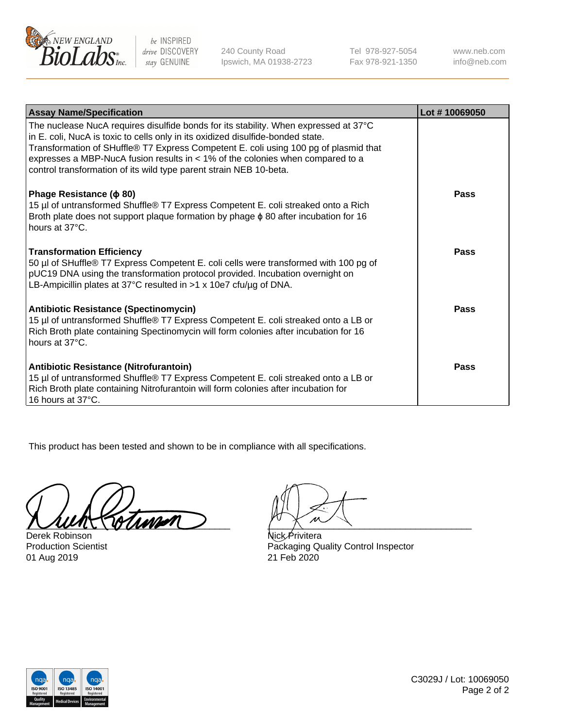240 County Road
Ipswich, MA 01938-2723

Tel 978-927-5054
Fax 978-921-1350

www.neb.com
info@neb.com

| Assay Name/Specification | Lot # 10069050 |
|---|---|
| The nuclease NucA requires disulfide bonds for its stability. When expressed at 37°C in E. coli, NucA is toxic to cells only in its oxidized disulfide-bonded state. Transformation of SHuffle® T7 Express Competent E. coli using 100 pg of plasmid that expresses a MBP-NucA fusion results in < 1% of the colonies when compared to a control transformation of its wild type parent strain NEB 10-beta. | |
| **Phage Resistance (ϕ 80)**<br>15 µl of untransformed Shuffle® T7 Express Competent E. coli streaked onto a Rich Broth plate does not support plaque formation by phage ϕ 80 after incubation for 16 hours at 37°C. | **Pass** |
| **Transformation Efficiency**<br>50 µl of SHuffle® T7 Express Competent E. coli cells were transformed with 100 pg of pUC19 DNA using the transformation protocol provided. Incubation overnight on LB-Ampicillin plates at 37°C resulted in >1 x 10e7 cfu/µg of DNA. | **Pass** |
| **Antibiotic Resistance (Spectinomycin)**<br>15 µl of untransformed Shuffle® T7 Express Competent E. coli streaked onto a LB or Rich Broth plate containing Spectinomycin will form colonies after incubation for 16 hours at 37°C. | **Pass** |
| **Antibiotic Resistance (Nitrofurantoin)**<br>15 µl of untransformed Shuffle® T7 Express Competent E. coli streaked onto a LB or Rich Broth plate containing Nitrofurantoin will form colonies after incubation for 16 hours at 37°C. | **Pass** |

This product has been tested and shown to be in compliance with all specifications.

Derek Robinson
Production Scientist
01 Aug 2019

Nick Privitera
Packaging Quality Control Inspector
21 Feb 2020

C3029J / Lot: 10069050